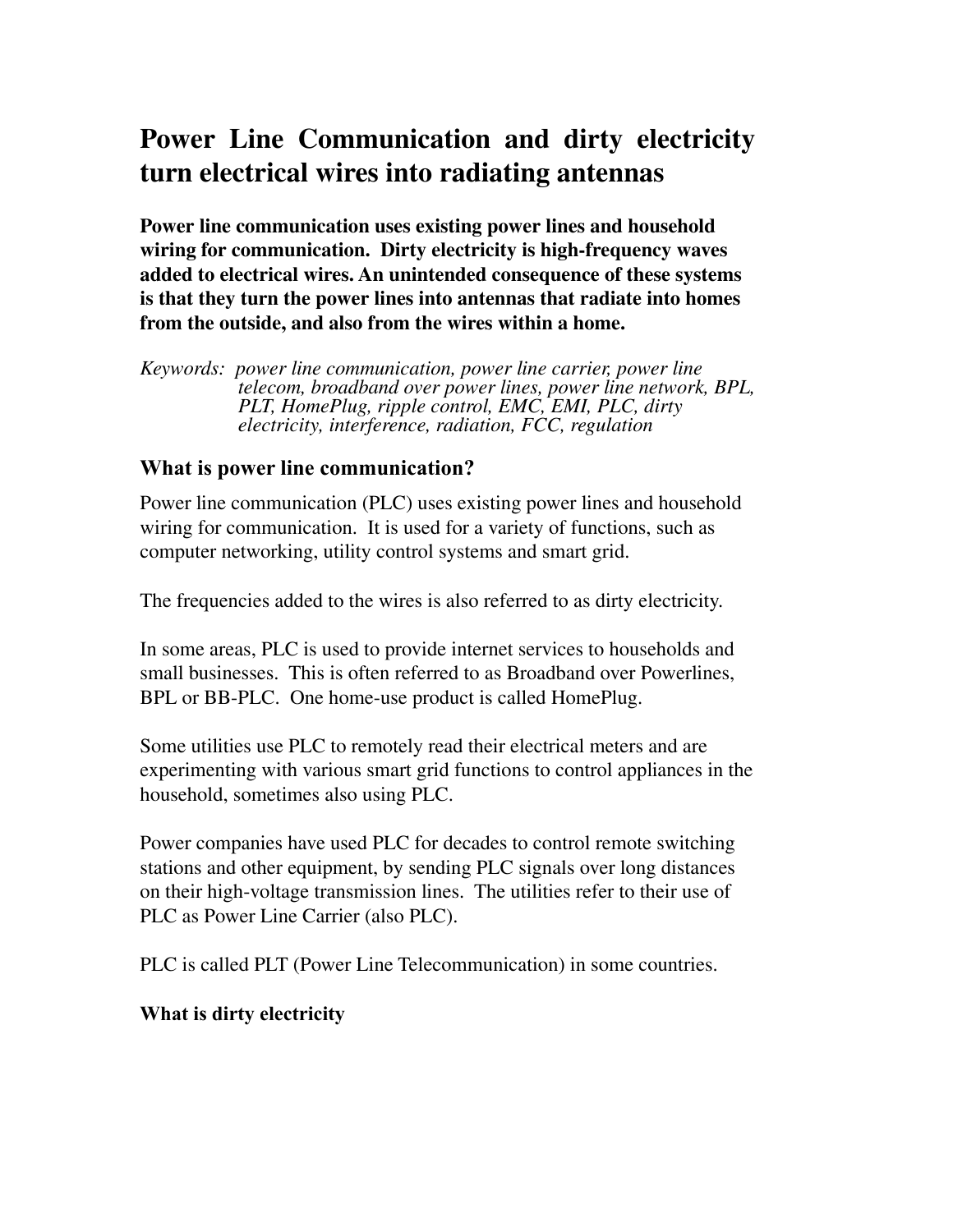# Power Line Communication and dirty electricity turn electrical wires into radiating antennas

**Power line communication uses existing power lines and household wiring for communication. Dirty electricity is high-frequency waves added to electrical wires. An unintended consequence of these systems is that they turn the power lines into antennas that radiate into homes from the outside, and also from the wires within a home.**

*Keywords: power line communication, power line carrier, power line telecom, broadband over power lines, power line network, BPL, PLT, HomePlug, ripple control, EMC, EMI, PLC, dirty electricity, interference, radiation, FCC, regulation*

## What is power line communication?

Power line communication (PLC) uses existing power lines and household wiring for communication. It is used for a variety of functions, such as computer networking, utility control systems and smart grid.

The frequencies added to the wires is also referred to as dirty electricity.

In some areas, PLC is used to provide internet services to households and small businesses. This is often referred to as Broadband over Powerlines, BPL or BB-PLC. One home-use product is called HomePlug.

Some utilities use PLC to remotely read their electrical meters and are experimenting with various smart grid functions to control appliances in the household, sometimes also using PLC.

Power companies have used PLC for decades to control remote switching stations and other equipment, by sending PLC signals over long distances on their high-voltage transmission lines. The utilities refer to their use of PLC as Power Line Carrier (also PLC).

PLC is called PLT (Power Line Telecommunication) in some countries.

**What is dirty electricity**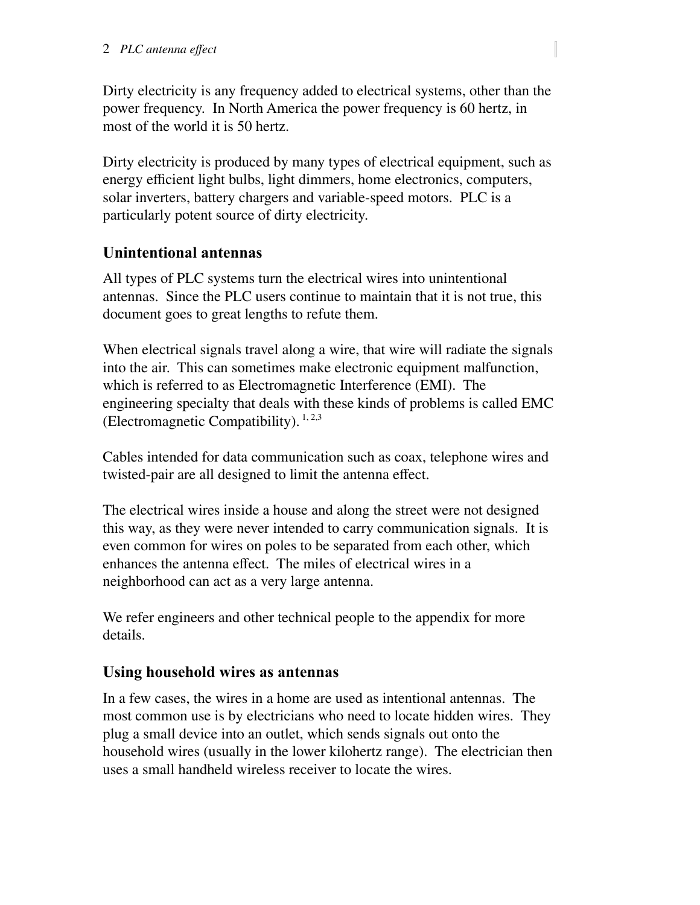Dirty electricity is any frequency added to electrical systems, other than the power frequency. In North America the power frequency is 60 hertz, in most of the world it is 50 hertz.

Dirty electricity is produced by many types of electrical equipment, such as energy efficient light bulbs, light dimmers, home electronics, computers, solar inverters, battery chargers and variable-speed motors. PLC is a particularly potent source of dirty electricity.

## Unintentional antennas

All types of PLC systems turn the electrical wires into unintentional antennas. Since the PLC users continue to maintain that it is not true, this document goes to great lengths to refute them.

When electrical signals travel along a wire, that wire will radiate the signals into the air. This can sometimes make electronic equipment malfunction, which is referred to as Electromagnetic Interference (EMI). The engineering specialty that deals with these kinds of problems is called EMC (Electromagnetic Compatibility). [1, 2,3]

Cables intended for data communication such as coax, telephone wires and twisted-pair are all designed to limit the antenna effect.

The electrical wires inside a house and along the street were not designed this way, as they were never intended to carry communication signals. It is even common for wires on poles to be separated from each other, which enhances the antenna effect. The miles of electrical wires in a neighborhood can act as a very large antenna.

We refer engineers and other technical people to the appendix for more details.

## Using household wires as antennas

In a few cases, the wires in a home are used as intentional antennas. The most common use is by electricians who need to locate hidden wires. They plug a small device into an outlet, which sends signals out onto the household wires (usually in the lower kilohertz range). The electrician then uses a small handheld wireless receiver to locate the wires.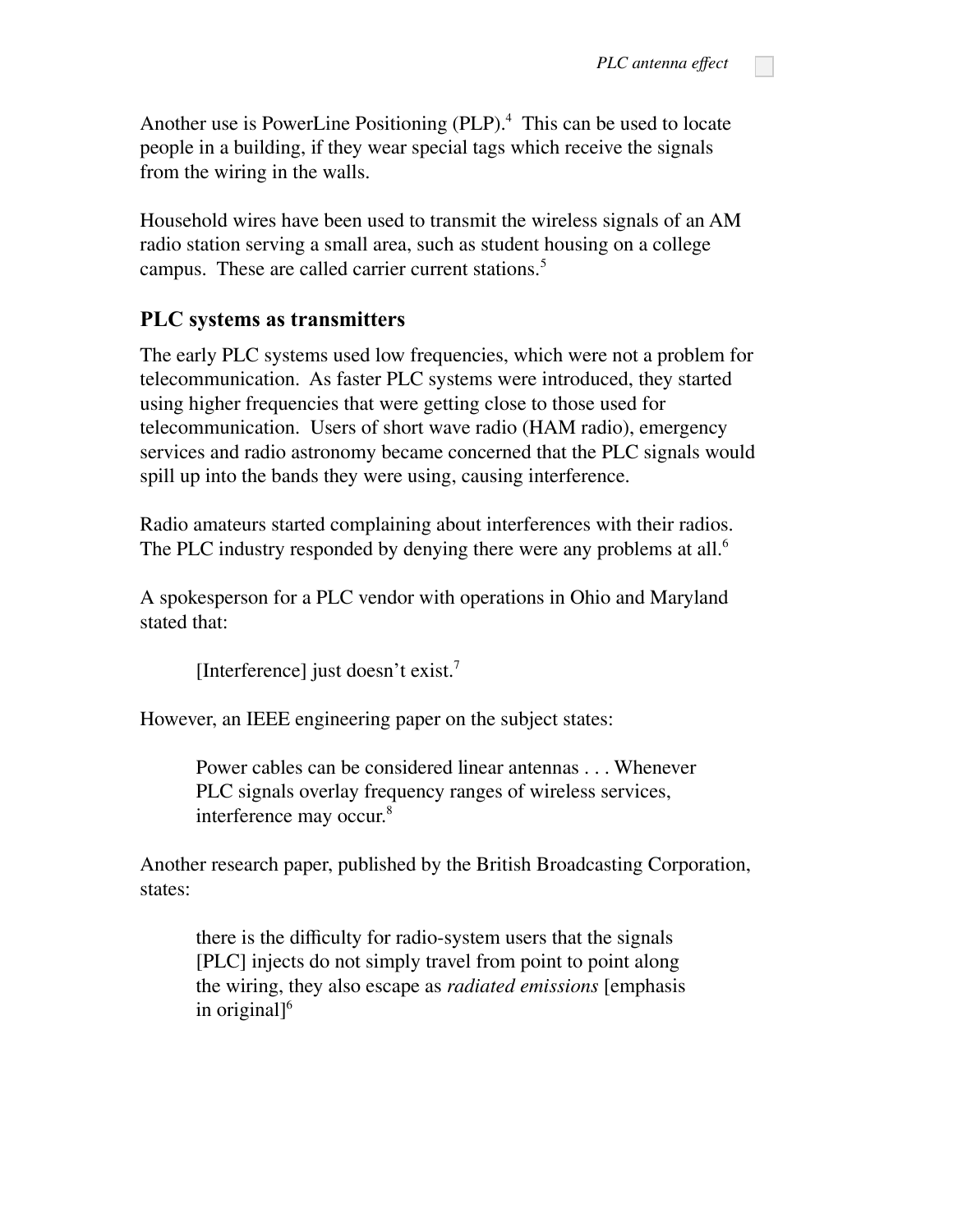Another use is PowerLine Positioning (PLP).[4] This can be used to locate people in a building, if they wear special tags which receive the signals from the wiring in the walls.

Household wires have been used to transmit the wireless signals of an AM radio station serving a small area, such as student housing on a college campus. These are called carrier current stations.[5]

## PLC systems as transmitters

The early PLC systems used low frequencies, which were not a problem for telecommunication. As faster PLC systems were introduced, they started using higher frequencies that were getting close to those used for telecommunication. Users of short wave radio (HAM radio), emergency services and radio astronomy became concerned that the PLC signals would spill up into the bands they were using, causing interference.

Radio amateurs started complaining about interferences with their radios. The PLC industry responded by denying there were any problems at all.[6]

A spokesperson for a PLC vendor with operations in Ohio and Maryland stated that:

> [Interference] just doesn't exist.[7]

However, an IEEE engineering paper on the subject states:

> Power cables can be considered linear antennas . . . Whenever PLC signals overlay frequency ranges of wireless services, interference may occur.[8]

Another research paper, published by the British Broadcasting Corporation, states:

> there is the difficulty for radio-system users that the signals [PLC] injects do not simply travel from point to point along the wiring, they also escape as *radiated emissions* [emphasis in original][6]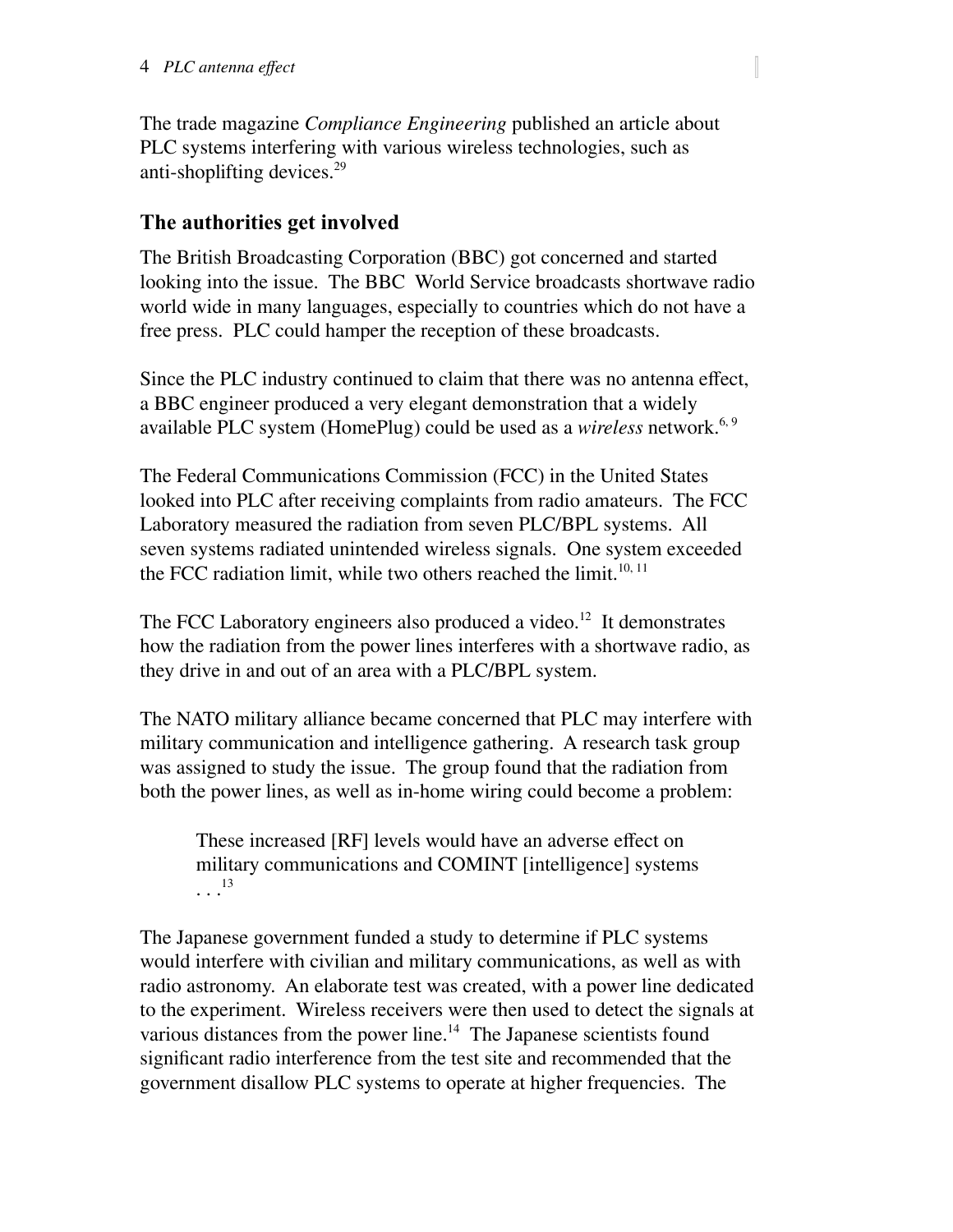The trade magazine *Compliance Engineering* published an article about PLC systems interfering with various wireless technologies, such as anti-shoplifting devices.[29]

## The authorities get involved

The British Broadcasting Corporation (BBC) got concerned and started looking into the issue. The BBC World Service broadcasts shortwave radio world wide in many languages, especially to countries which do not have a free press. PLC could hamper the reception of these broadcasts.

Since the PLC industry continued to claim that there was no antenna effect, a BBC engineer produced a very elegant demonstration that a widely available PLC system (HomePlug) could be used as a *wireless* network.[6, 9]

The Federal Communications Commission (FCC) in the United States looked into PLC after receiving complaints from radio amateurs. The FCC Laboratory measured the radiation from seven PLC/BPL systems. All seven systems radiated unintended wireless signals. One system exceeded the FCC radiation limit, while two others reached the limit.[10, 11]

The FCC Laboratory engineers also produced a video.[12] It demonstrates how the radiation from the power lines interferes with a shortwave radio, as they drive in and out of an area with a PLC/BPL system.

The NATO military alliance became concerned that PLC may interfere with military communication and intelligence gathering. A research task group was assigned to study the issue. The group found that the radiation from both the power lines, as well as in-home wiring could become a problem:

> These increased [RF] levels would have an adverse effect on military communications and COMINT [intelligence] systems . . .[13]

The Japanese government funded a study to determine if PLC systems would interfere with civilian and military communications, as well as with radio astronomy. An elaborate test was created, with a power line dedicated to the experiment. Wireless receivers were then used to detect the signals at various distances from the power line.[14] The Japanese scientists found significant radio interference from the test site and recommended that the government disallow PLC systems to operate at higher frequencies. The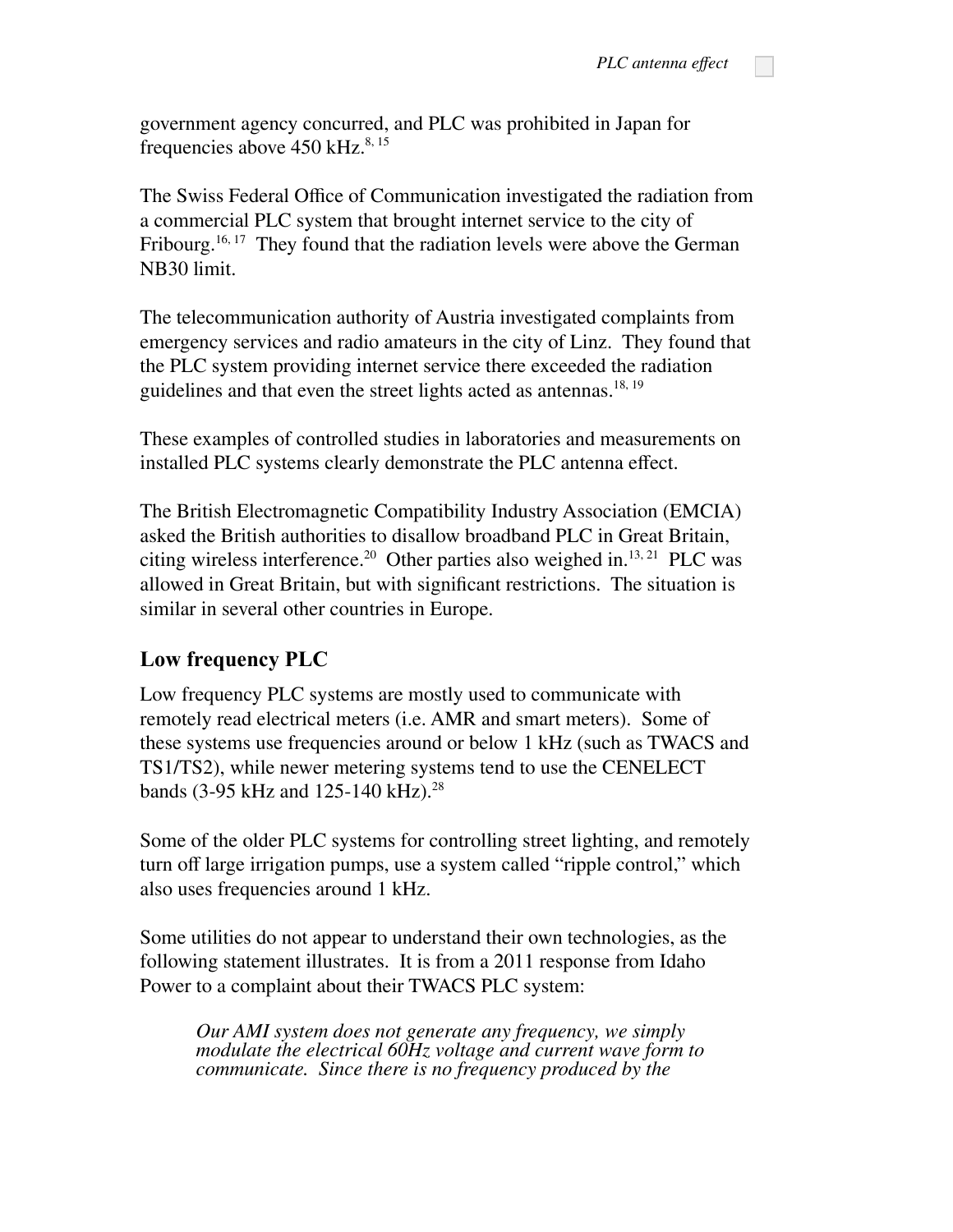government agency concurred, and PLC was prohibited in Japan for frequencies above 450 kHz.[8, 15]

The Swiss Federal Office of Communication investigated the radiation from a commercial PLC system that brought internet service to the city of Fribourg.[16, 17] They found that the radiation levels were above the German NB30 limit.

The telecommunication authority of Austria investigated complaints from emergency services and radio amateurs in the city of Linz. They found that the PLC system providing internet service there exceeded the radiation guidelines and that even the street lights acted as antennas.[18, 19]

These examples of controlled studies in laboratories and measurements on installed PLC systems clearly demonstrate the PLC antenna effect.

The British Electromagnetic Compatibility Industry Association (EMCIA) asked the British authorities to disallow broadband PLC in Great Britain, citing wireless interference.[20] Other parties also weighed in.[13, 21] PLC was allowed in Great Britain, but with significant restrictions. The situation is similar in several other countries in Europe.

## Low frequency PLC

Low frequency PLC systems are mostly used to communicate with remotely read electrical meters (i.e. AMR and smart meters). Some of these systems use frequencies around or below 1 kHz (such as TWACS and TS1/TS2), while newer metering systems tend to use the CENELECT bands (3-95 kHz and 125-140 kHz).[28]

Some of the older PLC systems for controlling street lighting, and remotely turn off large irrigation pumps, use a system called "ripple control," which also uses frequencies around 1 kHz.

Some utilities do not appear to understand their own technologies, as the following statement illustrates. It is from a 2011 response from Idaho Power to a complaint about their TWACS PLC system:

> *Our AMI system does not generate any frequency, we simply modulate the electrical 60Hz voltage and current wave form to communicate. Since there is no frequency produced by the*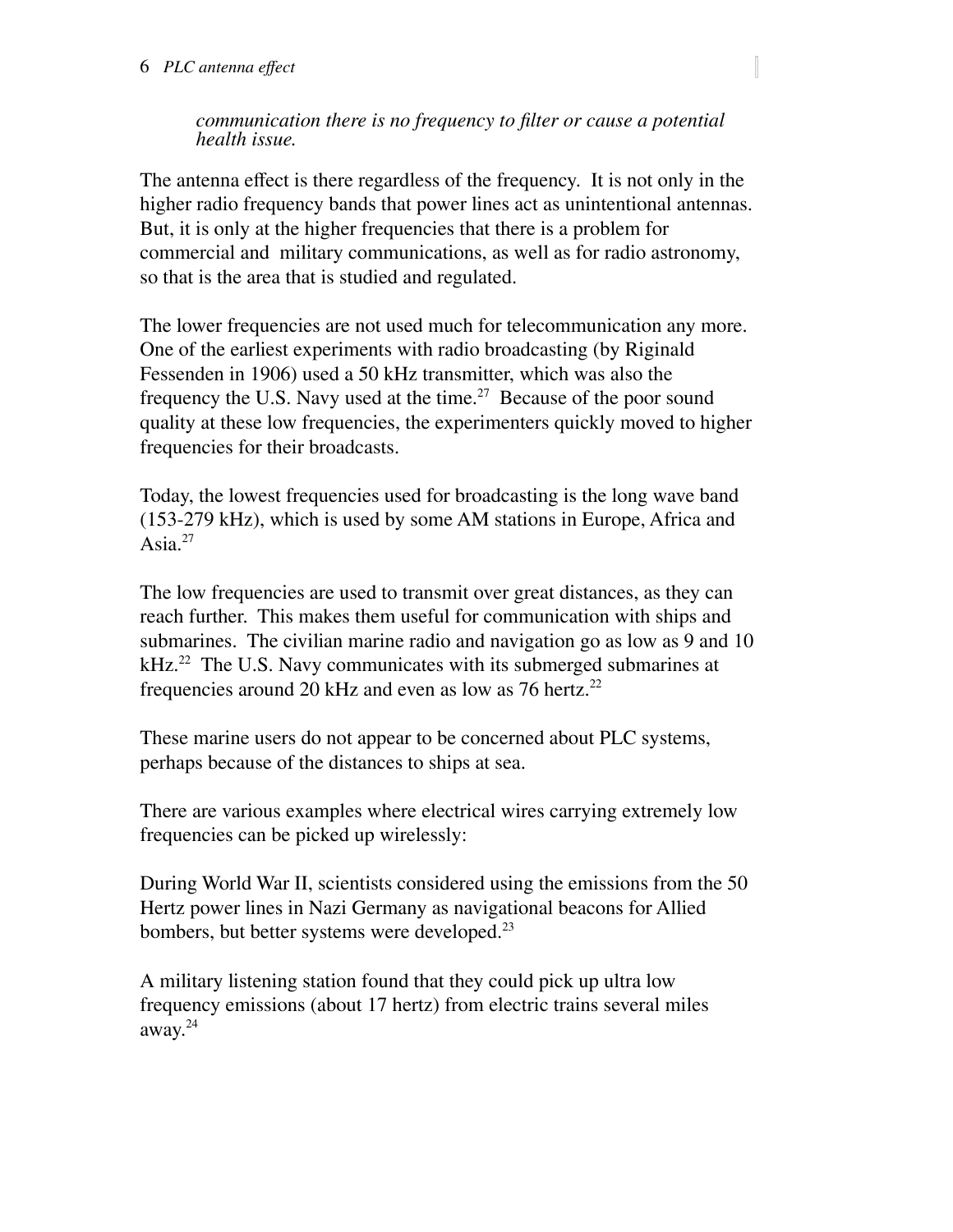*communication there is no frequency to filter or cause a potential health issue.*

The antenna effect is there regardless of the frequency. It is not only in the higher radio frequency bands that power lines act as unintentional antennas. But, it is only at the higher frequencies that there is a problem for commercial and military communications, as well as for radio astronomy, so that is the area that is studied and regulated.

The lower frequencies are not used much for telecommunication any more. One of the earliest experiments with radio broadcasting (by Riginald Fessenden in 1906) used a 50 kHz transmitter, which was also the frequency the U.S. Navy used at the time.[27] Because of the poor sound quality at these low frequencies, the experimenters quickly moved to higher frequencies for their broadcasts.

Today, the lowest frequencies used for broadcasting is the long wave band (153-279 kHz), which is used by some AM stations in Europe, Africa and Asia.[27]

The low frequencies are used to transmit over great distances, as they can reach further. This makes them useful for communication with ships and submarines. The civilian marine radio and navigation go as low as 9 and 10 kHz.[22] The U.S. Navy communicates with its submerged submarines at frequencies around 20 kHz and even as low as 76 hertz.[22]

These marine users do not appear to be concerned about PLC systems, perhaps because of the distances to ships at sea.

There are various examples where electrical wires carrying extremely low frequencies can be picked up wirelessly:

During World War II, scientists considered using the emissions from the 50 Hertz power lines in Nazi Germany as navigational beacons for Allied bombers, but better systems were developed.[23]

A military listening station found that they could pick up ultra low frequency emissions (about 17 hertz) from electric trains several miles away.[24]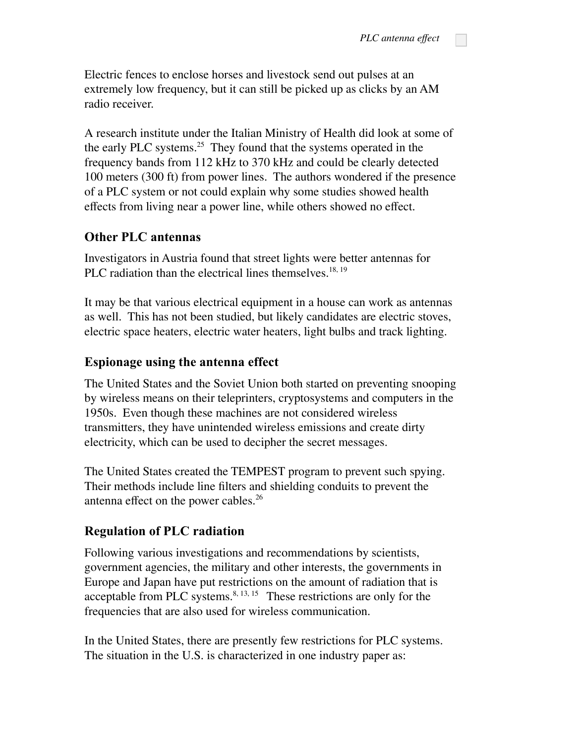Electric fences to enclose horses and livestock send out pulses at an extremely low frequency, but it can still be picked up as clicks by an AM radio receiver.

A research institute under the Italian Ministry of Health did look at some of the early PLC systems.[25] They found that the systems operated in the frequency bands from 112 kHz to 370 kHz and could be clearly detected 100 meters (300 ft) from power lines. The authors wondered if the presence of a PLC system or not could explain why some studies showed health effects from living near a power line, while others showed no effect.

## Other PLC antennas

Investigators in Austria found that street lights were better antennas for PLC radiation than the electrical lines themselves.[18, 19]

It may be that various electrical equipment in a house can work as antennas as well. This has not been studied, but likely candidates are electric stoves, electric space heaters, electric water heaters, light bulbs and track lighting.

## Espionage using the antenna effect

The United States and the Soviet Union both started on preventing snooping by wireless means on their teleprinters, cryptosystems and computers in the 1950s. Even though these machines are not considered wireless transmitters, they have unintended wireless emissions and create dirty electricity, which can be used to decipher the secret messages.

The United States created the TEMPEST program to prevent such spying. Their methods include line filters and shielding conduits to prevent the antenna effect on the power cables.[26]

## Regulation of PLC radiation

Following various investigations and recommendations by scientists, government agencies, the military and other interests, the governments in Europe and Japan have put restrictions on the amount of radiation that is acceptable from PLC systems.[8, 13, 15] These restrictions are only for the frequencies that are also used for wireless communication.

In the United States, there are presently few restrictions for PLC systems. The situation in the U.S. is characterized in one industry paper as: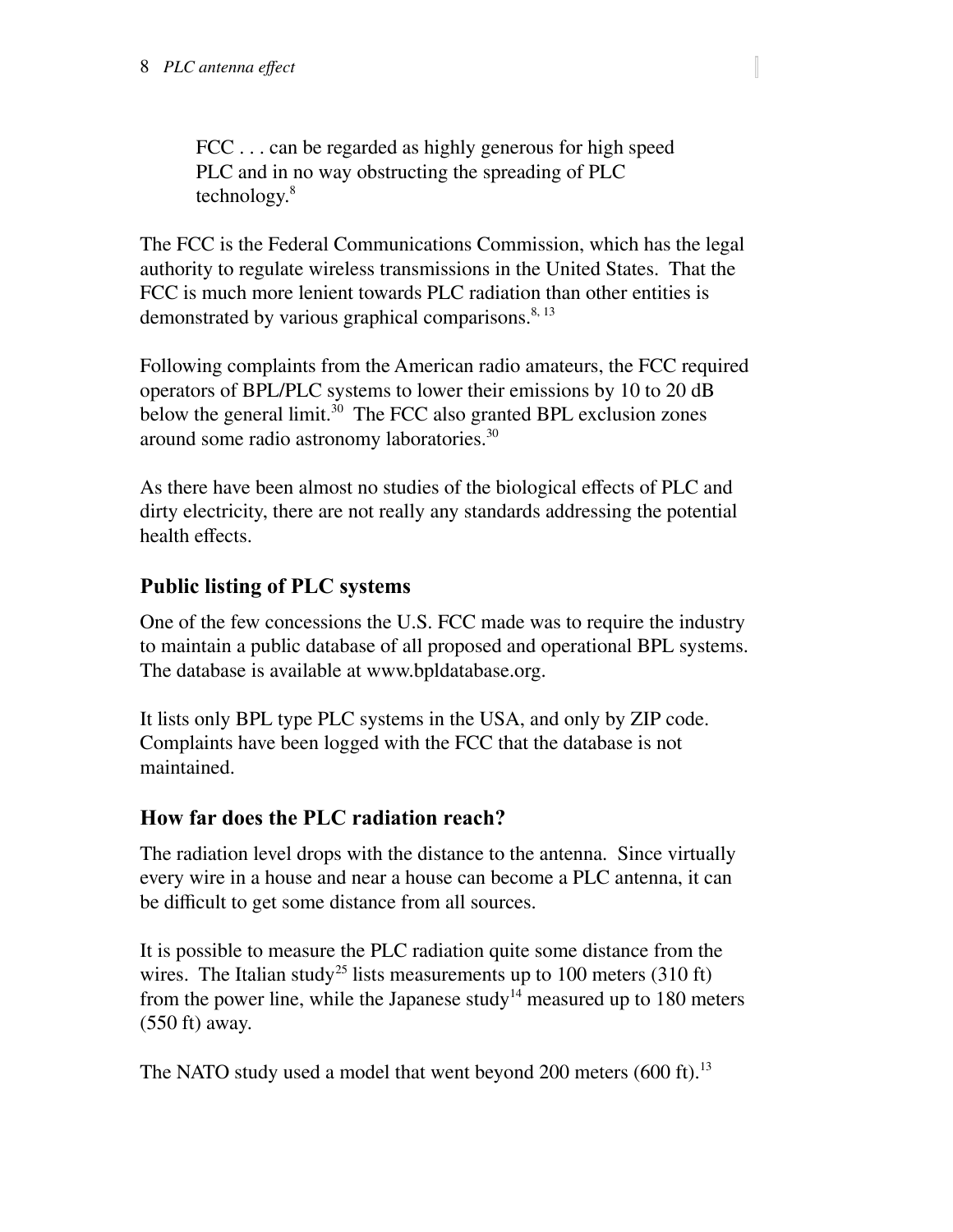> FCC . . . can be regarded as highly generous for high speed PLC and in no way obstructing the spreading of PLC technology.[8]

The FCC is the Federal Communications Commission, which has the legal authority to regulate wireless transmissions in the United States. That the FCC is much more lenient towards PLC radiation than other entities is demonstrated by various graphical comparisons.[8, 13]

Following complaints from the American radio amateurs, the FCC required operators of BPL/PLC systems to lower their emissions by 10 to 20 dB below the general limit.[30] The FCC also granted BPL exclusion zones around some radio astronomy laboratories.[30]

As there have been almost no studies of the biological effects of PLC and dirty electricity, there are not really any standards addressing the potential health effects.

## Public listing of PLC systems

One of the few concessions the U.S. FCC made was to require the industry to maintain a public database of all proposed and operational BPL systems. The database is available at www.bpldatabase.org.

It lists only BPL type PLC systems in the USA, and only by ZIP code. Complaints have been logged with the FCC that the database is not maintained.

## How far does the PLC radiation reach?

The radiation level drops with the distance to the antenna. Since virtually every wire in a house and near a house can become a PLC antenna, it can be difficult to get some distance from all sources.

It is possible to measure the PLC radiation quite some distance from the wires. The Italian study[25] lists measurements up to 100 meters (310 ft) from the power line, while the Japanese study[14] measured up to 180 meters (550 ft) away.

The NATO study used a model that went beyond 200 meters (600 ft).[13]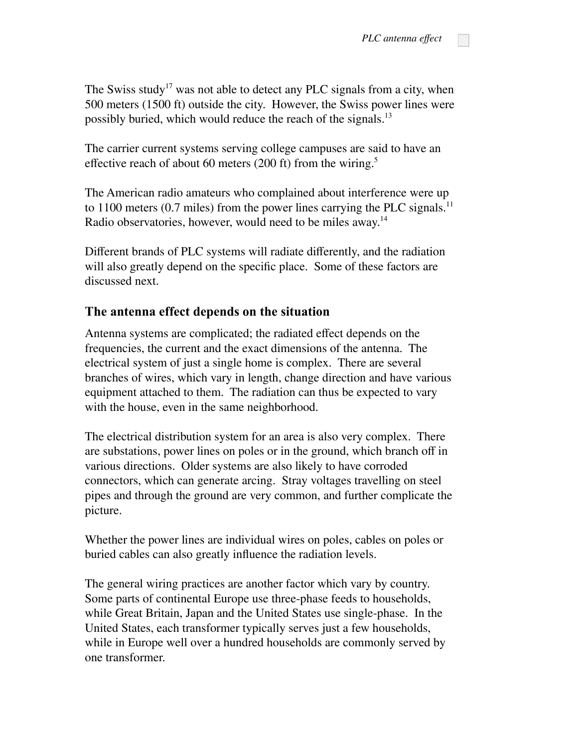The Swiss study[17] was not able to detect any PLC signals from a city, when 500 meters (1500 ft) outside the city. However, the Swiss power lines were possibly buried, which would reduce the reach of the signals.[13]

The carrier current systems serving college campuses are said to have an effective reach of about 60 meters (200 ft) from the wiring.[5]

The American radio amateurs who complained about interference were up to 1100 meters (0.7 miles) from the power lines carrying the PLC signals.[11] Radio observatories, however, would need to be miles away.[14]

Different brands of PLC systems will radiate differently, and the radiation will also greatly depend on the specific place. Some of these factors are discussed next.

## The antenna effect depends on the situation

Antenna systems are complicated; the radiated effect depends on the frequencies, the current and the exact dimensions of the antenna. The electrical system of just a single home is complex. There are several branches of wires, which vary in length, change direction and have various equipment attached to them. The radiation can thus be expected to vary with the house, even in the same neighborhood.

The electrical distribution system for an area is also very complex. There are substations, power lines on poles or in the ground, which branch off in various directions. Older systems are also likely to have corroded connectors, which can generate arcing. Stray voltages travelling on steel pipes and through the ground are very common, and further complicate the picture.

Whether the power lines are individual wires on poles, cables on poles or buried cables can also greatly influence the radiation levels.

The general wiring practices are another factor which vary by country. Some parts of continental Europe use three-phase feeds to households, while Great Britain, Japan and the United States use single-phase. In the United States, each transformer typically serves just a few households, while in Europe well over a hundred households are commonly served by one transformer.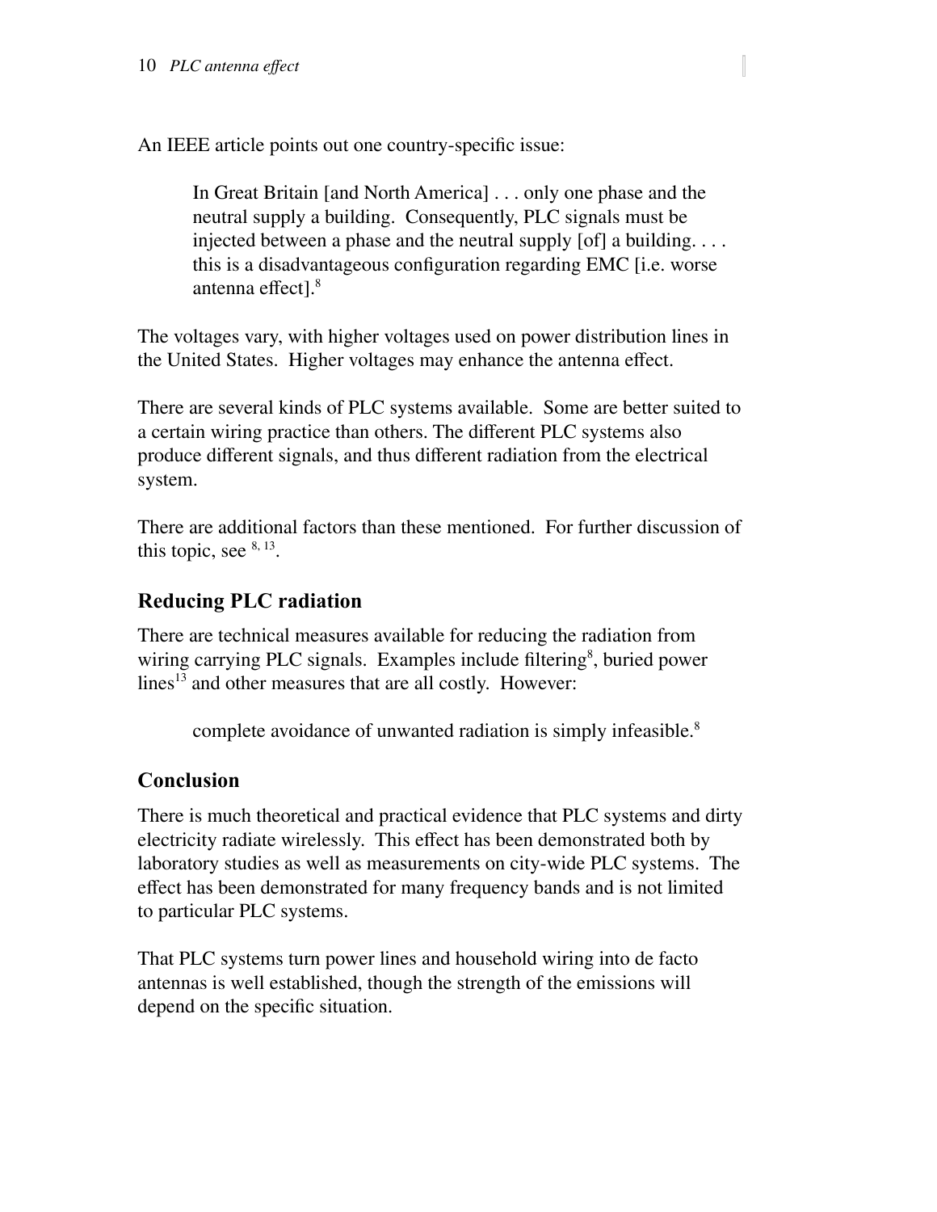An IEEE article points out one country-specific issue:

> In Great Britain [and North America] . . . only one phase and the neutral supply a building. Consequently, PLC signals must be injected between a phase and the neutral supply [of] a building. . . . this is a disadvantageous configuration regarding EMC [i.e. worse antenna effect].[8]

The voltages vary, with higher voltages used on power distribution lines in the United States. Higher voltages may enhance the antenna effect.

There are several kinds of PLC systems available. Some are better suited to a certain wiring practice than others. The different PLC systems also produce different signals, and thus different radiation from the electrical system.

There are additional factors than these mentioned. For further discussion of this topic, see [8, 13].

## Reducing PLC radiation

There are technical measures available for reducing the radiation from wiring carrying PLC signals. Examples include filtering[8], buried power lines[13] and other measures that are all costly. However:

> complete avoidance of unwanted radiation is simply infeasible.[8]

## Conclusion

There is much theoretical and practical evidence that PLC systems and dirty electricity radiate wirelessly. This effect has been demonstrated both by laboratory studies as well as measurements on city-wide PLC systems. The effect has been demonstrated for many frequency bands and is not limited to particular PLC systems.

That PLC systems turn power lines and household wiring into de facto antennas is well established, though the strength of the emissions will depend on the specific situation.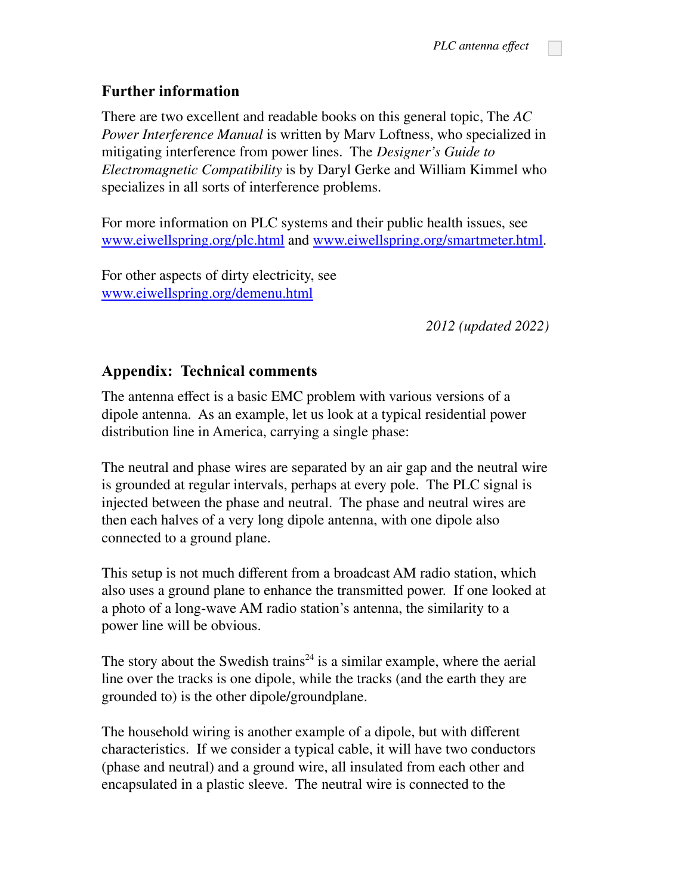## Further information

There are two excellent and readable books on this general topic, The *AC Power Interference Manual* is written by Marv Loftness, who specialized in mitigating interference from power lines. The *Designer's Guide to Electromagnetic Compatibility* is by Daryl Gerke and William Kimmel who specializes in all sorts of interference problems.

For more information on PLC systems and their public health issues, see www.eiwellspring.org/plc.html and www.eiwellspring.org/smartmeter.html.

For other aspects of dirty electricity, see www.eiwellspring.org/demenu.html

*2012 (updated 2022)*

## Appendix: Technical comments

The antenna effect is a basic EMC problem with various versions of a dipole antenna. As an example, let us look at a typical residential power distribution line in America, carrying a single phase:

The neutral and phase wires are separated by an air gap and the neutral wire is grounded at regular intervals, perhaps at every pole. The PLC signal is injected between the phase and neutral. The phase and neutral wires are then each halves of a very long dipole antenna, with one dipole also connected to a ground plane.

This setup is not much different from a broadcast AM radio station, which also uses a ground plane to enhance the transmitted power. If one looked at a photo of a long-wave AM radio station's antenna, the similarity to a power line will be obvious.

The story about the Swedish trains[24] is a similar example, where the aerial line over the tracks is one dipole, while the tracks (and the earth they are grounded to) is the other dipole/groundplane.

The household wiring is another example of a dipole, but with different characteristics. If we consider a typical cable, it will have two conductors (phase and neutral) and a ground wire, all insulated from each other and encapsulated in a plastic sleeve. The neutral wire is connected to the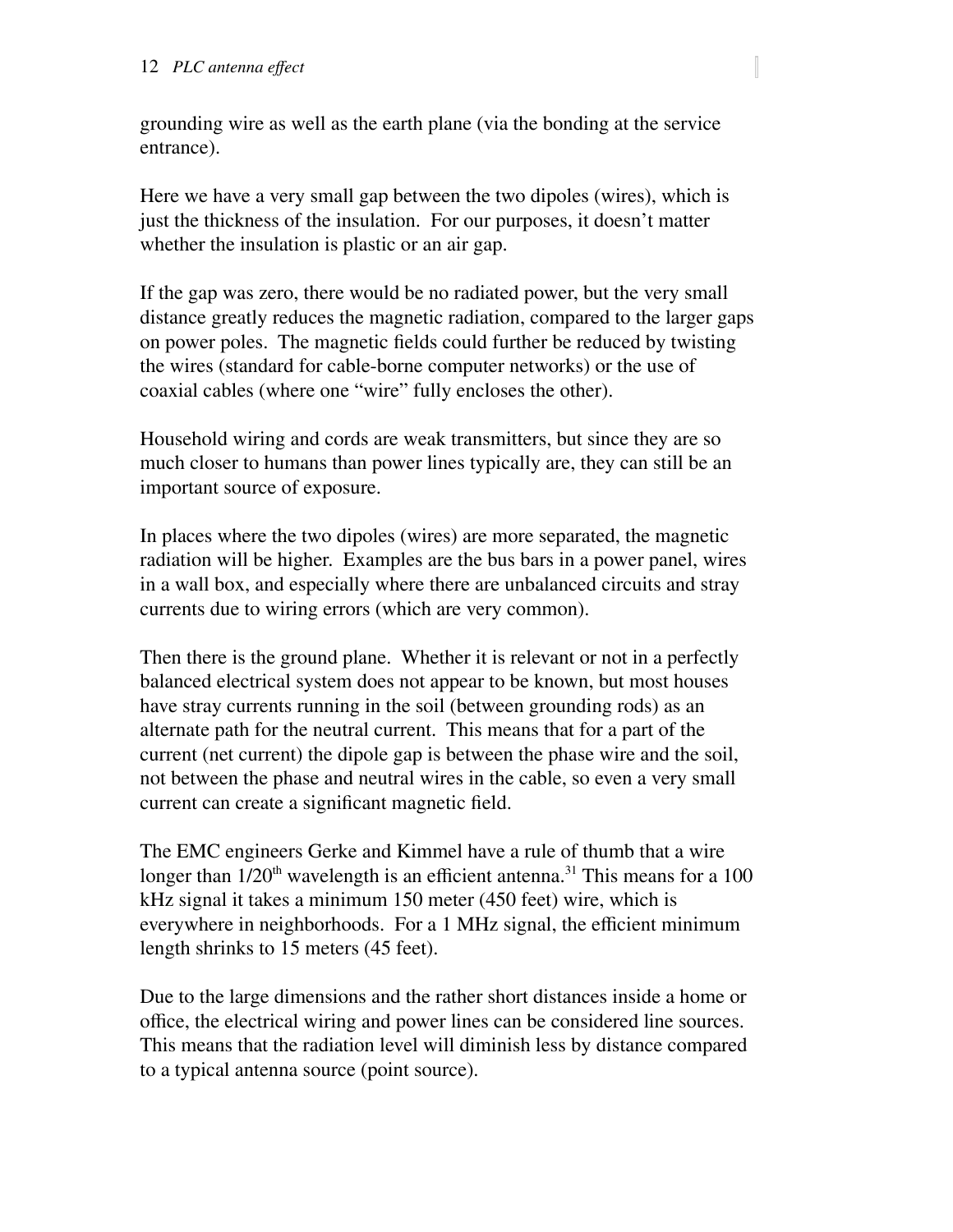grounding wire as well as the earth plane (via the bonding at the service entrance).

Here we have a very small gap between the two dipoles (wires), which is just the thickness of the insulation. For our purposes, it doesn't matter whether the insulation is plastic or an air gap.

If the gap was zero, there would be no radiated power, but the very small distance greatly reduces the magnetic radiation, compared to the larger gaps on power poles. The magnetic fields could further be reduced by twisting the wires (standard for cable-borne computer networks) or the use of coaxial cables (where one "wire" fully encloses the other).

Household wiring and cords are weak transmitters, but since they are so much closer to humans than power lines typically are, they can still be an important source of exposure.

In places where the two dipoles (wires) are more separated, the magnetic radiation will be higher. Examples are the bus bars in a power panel, wires in a wall box, and especially where there are unbalanced circuits and stray currents due to wiring errors (which are very common).

Then there is the ground plane. Whether it is relevant or not in a perfectly balanced electrical system does not appear to be known, but most houses have stray currents running in the soil (between grounding rods) as an alternate path for the neutral current. This means that for a part of the current (net current) the dipole gap is between the phase wire and the soil, not between the phase and neutral wires in the cable, so even a very small current can create a significant magnetic field.

The EMC engineers Gerke and Kimmel have a rule of thumb that a wire longer than 1/20th wavelength is an efficient antenna.[31] This means for a 100 kHz signal it takes a minimum 150 meter (450 feet) wire, which is everywhere in neighborhoods. For a 1 MHz signal, the efficient minimum length shrinks to 15 meters (45 feet).

Due to the large dimensions and the rather short distances inside a home or office, the electrical wiring and power lines can be considered line sources. This means that the radiation level will diminish less by distance compared to a typical antenna source (point source).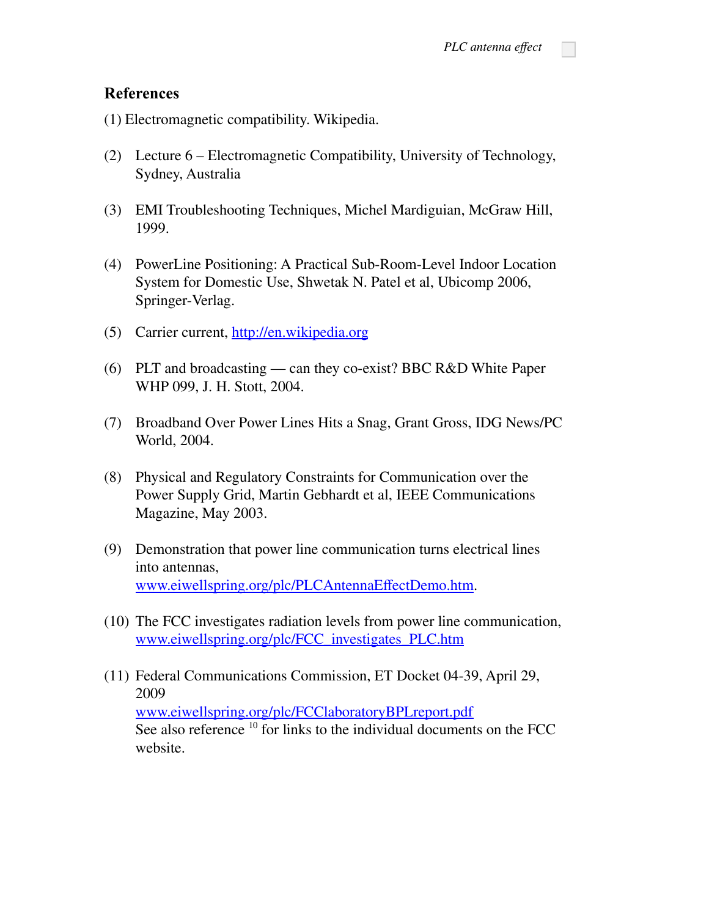## References

(1) Electromagnetic compatibility. Wikipedia.

(2) Lecture 6 – Electromagnetic Compatibility, University of Technology, Sydney, Australia

(3) EMI Troubleshooting Techniques, Michel Mardiguian, McGraw Hill, 1999.

(4) PowerLine Positioning: A Practical Sub-Room-Level Indoor Location System for Domestic Use, Shwetak N. Patel et al, Ubicomp 2006, Springer-Verlag.

(5) Carrier current, http://en.wikipedia.org

(6) PLT and broadcasting — can they co-exist? BBC R&D White Paper WHP 099, J. H. Stott, 2004.

(7) Broadband Over Power Lines Hits a Snag, Grant Gross, IDG News/PC World, 2004.

(8) Physical and Regulatory Constraints for Communication over the Power Supply Grid, Martin Gebhardt et al, IEEE Communications Magazine, May 2003.

(9) Demonstration that power line communication turns electrical lines into antennas, www.eiwellspring.org/plc/PLCAntennaEffectDemo.htm.

(10) The FCC investigates radiation levels from power line communication, www.eiwellspring.org/plc/FCC_investigates_PLC.htm

(11) Federal Communications Commission, ET Docket 04-39, April 29, 2009 www.eiwellspring.org/plc/FCClaboratoryBPLreport.pdf See also reference [10] for links to the individual documents on the FCC website.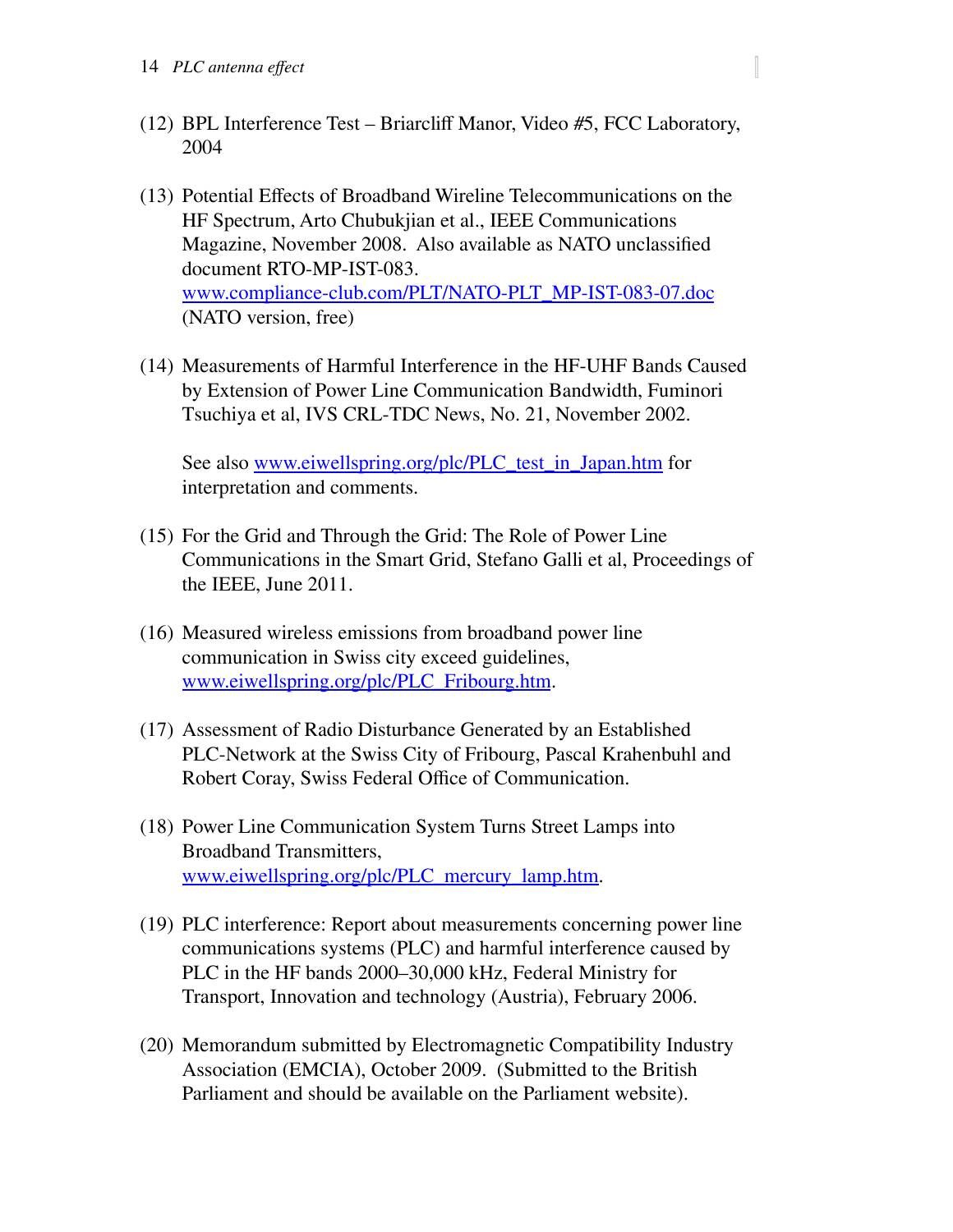(12) BPL Interference Test – Briarcliff Manor, Video #5, FCC Laboratory, 2004

(13) Potential Effects of Broadband Wireline Telecommunications on the HF Spectrum, Arto Chubukjian et al., IEEE Communications Magazine, November 2008. Also available as NATO unclassified document RTO-MP-IST-083. [www.compliance-club.com/PLT/NATO-PLT_MP-IST-083-07.doc](www.compliance-club.com/PLT/NATO-PLT_MP-IST-083-07.doc) (NATO version, free)

(14) Measurements of Harmful Interference in the HF-UHF Bands Caused by Extension of Power Line Communication Bandwidth, Fuminori Tsuchiya et al, IVS CRL-TDC News, No. 21, November 2002.

See also [www.eiwellspring.org/plc/PLC_test_in_Japan.htm](www.eiwellspring.org/plc/PLC_test_in_Japan.htm) for interpretation and comments.

(15) For the Grid and Through the Grid: The Role of Power Line Communications in the Smart Grid, Stefano Galli et al, Proceedings of the IEEE, June 2011.

(16) Measured wireless emissions from broadband power line communication in Swiss city exceed guidelines, [www.eiwellspring.org/plc/PLC_Fribourg.htm](www.eiwellspring.org/plc/PLC_Fribourg.htm).

(17) Assessment of Radio Disturbance Generated by an Established PLC-Network at the Swiss City of Fribourg, Pascal Krahenbuhl and Robert Coray, Swiss Federal Office of Communication.

(18) Power Line Communication System Turns Street Lamps into Broadband Transmitters, [www.eiwellspring.org/plc/PLC_mercury_lamp.htm](www.eiwellspring.org/plc/PLC_mercury_lamp.htm).

(19) PLC interference: Report about measurements concerning power line communications systems (PLC) and harmful interference caused by PLC in the HF bands 2000–30,000 kHz, Federal Ministry for Transport, Innovation and technology (Austria), February 2006.

(20) Memorandum submitted by Electromagnetic Compatibility Industry Association (EMCIA), October 2009. (Submitted to the British Parliament and should be available on the Parliament website).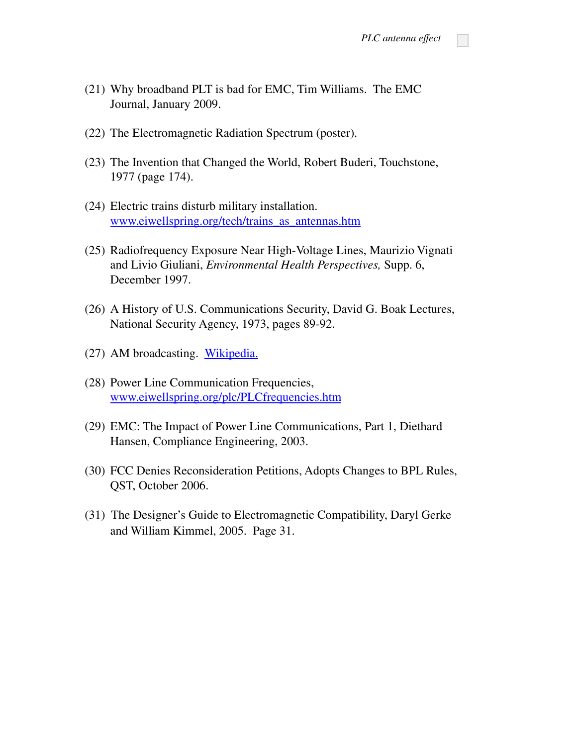(21) Why broadband PLT is bad for EMC, Tim Williams. The EMC Journal, January 2009.

(22) The Electromagnetic Radiation Spectrum (poster).

(23) The Invention that Changed the World, Robert Buderi, Touchstone, 1977 (page 174).

(24) Electric trains disturb military installation. [www.eiwellspring.org/tech/trains_as_antennas.htm](www.eiwellspring.org/tech/trains_as_antennas.htm)

(25) Radiofrequency Exposure Near High-Voltage Lines, Maurizio Vignati and Livio Giuliani, *Environmental Health Perspectives,* Supp. 6, December 1997.

(26) A History of U.S. Communications Security, David G. Boak Lectures, National Security Agency, 1973, pages 89-92.

(27) AM broadcasting. Wikipedia.

(28) Power Line Communication Frequencies, [www.eiwellspring.org/plc/PLCfrequencies.htm](www.eiwellspring.org/plc/PLCfrequencies.htm)

(29) EMC: The Impact of Power Line Communications, Part 1, Diethard Hansen, Compliance Engineering, 2003.

(30) FCC Denies Reconsideration Petitions, Adopts Changes to BPL Rules, QST, October 2006.

(31) The Designer's Guide to Electromagnetic Compatibility, Daryl Gerke and William Kimmel, 2005. Page 31.